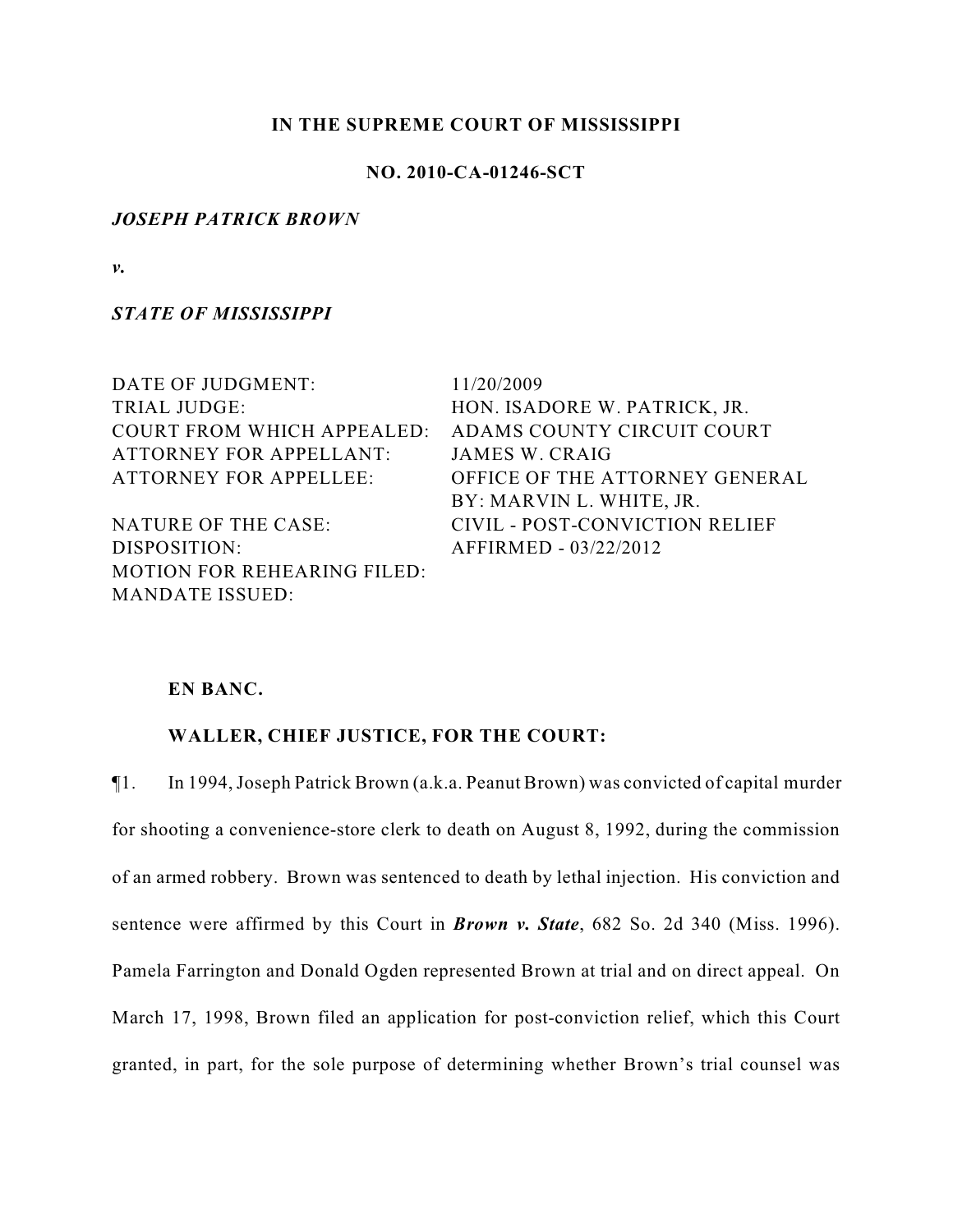**IN THE SUPREME COURT OF MISSISSIPPI**

**NO. 2010-CA-01246-SCT**

***JOSEPH PATRICK BROWN***

***v.***

***STATE OF MISSISSIPPI***

| | |
|---|---|
| DATE OF JUDGMENT: | 11/20/2009 |
| TRIAL JUDGE: | HON. ISADORE W. PATRICK, JR. |
| COURT FROM WHICH APPEALED: | ADAMS COUNTY CIRCUIT COURT |
| ATTORNEY FOR APPELLANT: | JAMES W. CRAIG |
| ATTORNEY FOR APPELLEE: | OFFICE OF THE ATTORNEY GENERAL<br>BY: MARVIN L. WHITE, JR. |
| NATURE OF THE CASE: | CIVIL - POST-CONVICTION RELIEF |
| DISPOSITION: | AFFIRMED - 03/22/2012 |
| MOTION FOR REHEARING FILED: | |
| MANDATE ISSUED: | |

**EN BANC.**

**WALLER, CHIEF JUSTICE, FOR THE COURT:**

¶1. In 1994, Joseph Patrick Brown (a.k.a. Peanut Brown) was convicted of capital murder for shooting a convenience-store clerk to death on August 8, 1992, during the commission of an armed robbery. Brown was sentenced to death by lethal injection. His conviction and sentence were affirmed by this Court in ***Brown v. State***, 682 So. 2d 340 (Miss. 1996). Pamela Farrington and Donald Ogden represented Brown at trial and on direct appeal. On March 17, 1998, Brown filed an application for post-conviction relief, which this Court granted, in part, for the sole purpose of determining whether Brown's trial counsel was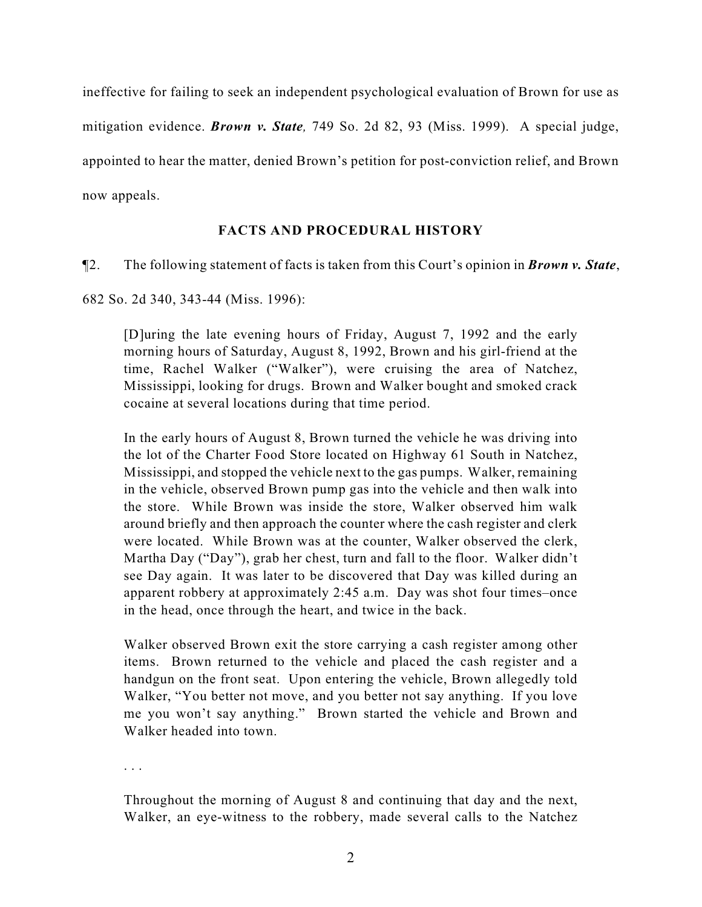ineffective for failing to seek an independent psychological evaluation of Brown for use as mitigation evidence. ***Brown v. State,*** 749 So. 2d 82, 93 (Miss. 1999). A special judge, appointed to hear the matter, denied Brown's petition for post-conviction relief, and Brown now appeals.

## FACTS AND PROCEDURAL HISTORY

¶2. The following statement of facts is taken from this Court's opinion in ***Brown v. State***, 682 So. 2d 340, 343-44 (Miss. 1996):

> [D]uring the late evening hours of Friday, August 7, 1992 and the early morning hours of Saturday, August 8, 1992, Brown and his girl-friend at the time, Rachel Walker ("Walker"), were cruising the area of Natchez, Mississippi, looking for drugs. Brown and Walker bought and smoked crack cocaine at several locations during that time period.
>
> In the early hours of August 8, Brown turned the vehicle he was driving into the lot of the Charter Food Store located on Highway 61 South in Natchez, Mississippi, and stopped the vehicle next to the gas pumps. Walker, remaining in the vehicle, observed Brown pump gas into the vehicle and then walk into the store. While Brown was inside the store, Walker observed him walk around briefly and then approach the counter where the cash register and clerk were located. While Brown was at the counter, Walker observed the clerk, Martha Day ("Day"), grab her chest, turn and fall to the floor. Walker didn't see Day again. It was later to be discovered that Day was killed during an apparent robbery at approximately 2:45 a.m. Day was shot four times–once in the head, once through the heart, and twice in the back.
>
> Walker observed Brown exit the store carrying a cash register among other items. Brown returned to the vehicle and placed the cash register and a handgun on the front seat. Upon entering the vehicle, Brown allegedly told Walker, "You better not move, and you better not say anything. If you love me you won't say anything." Brown started the vehicle and Brown and Walker headed into town.
>
> . . .
>
> Throughout the morning of August 8 and continuing that day and the next, Walker, an eye-witness to the robbery, made several calls to the Natchez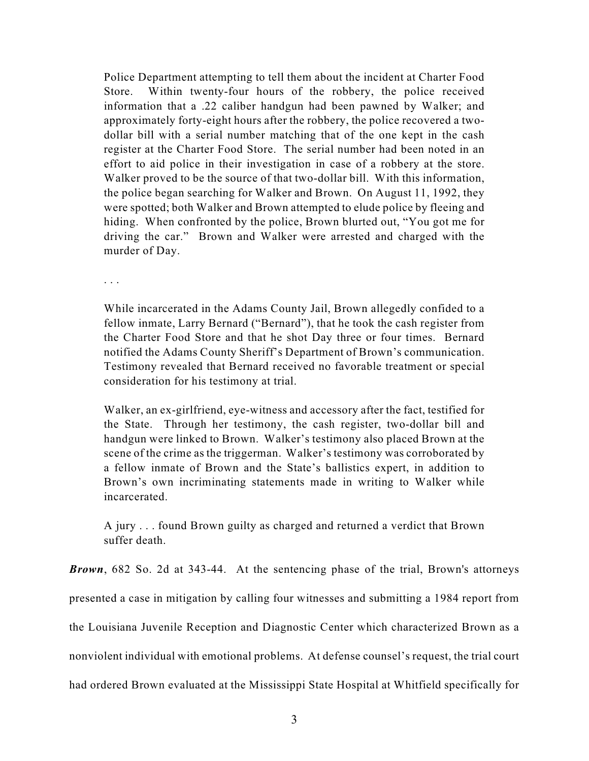> Police Department attempting to tell them about the incident at Charter Food Store. Within twenty-four hours of the robbery, the police received information that a .22 caliber handgun had been pawned by Walker; and approximately forty-eight hours after the robbery, the police recovered a two-dollar bill with a serial number matching that of the one kept in the cash register at the Charter Food Store. The serial number had been noted in an effort to aid police in their investigation in case of a robbery at the store. Walker proved to be the source of that two-dollar bill. With this information, the police began searching for Walker and Brown. On August 11, 1992, they were spotted; both Walker and Brown attempted to elude police by fleeing and hiding. When confronted by the police, Brown blurted out, "You got me for driving the car." Brown and Walker were arrested and charged with the murder of Day.
>
> . . .
>
> While incarcerated in the Adams County Jail, Brown allegedly confided to a fellow inmate, Larry Bernard ("Bernard"), that he took the cash register from the Charter Food Store and that he shot Day three or four times. Bernard notified the Adams County Sheriff's Department of Brown's communication. Testimony revealed that Bernard received no favorable treatment or special consideration for his testimony at trial.
>
> Walker, an ex-girlfriend, eye-witness and accessory after the fact, testified for the State. Through her testimony, the cash register, two-dollar bill and handgun were linked to Brown. Walker's testimony also placed Brown at the scene of the crime as the triggerman. Walker's testimony was corroborated by a fellow inmate of Brown and the State's ballistics expert, in addition to Brown's own incriminating statements made in writing to Walker while incarcerated.
>
> A jury . . . found Brown guilty as charged and returned a verdict that Brown suffer death.

***Brown***, 682 So. 2d at 343-44. At the sentencing phase of the trial, Brown's attorneys presented a case in mitigation by calling four witnesses and submitting a 1984 report from the Louisiana Juvenile Reception and Diagnostic Center which characterized Brown as a nonviolent individual with emotional problems. At defense counsel's request, the trial court had ordered Brown evaluated at the Mississippi State Hospital at Whitfield specifically for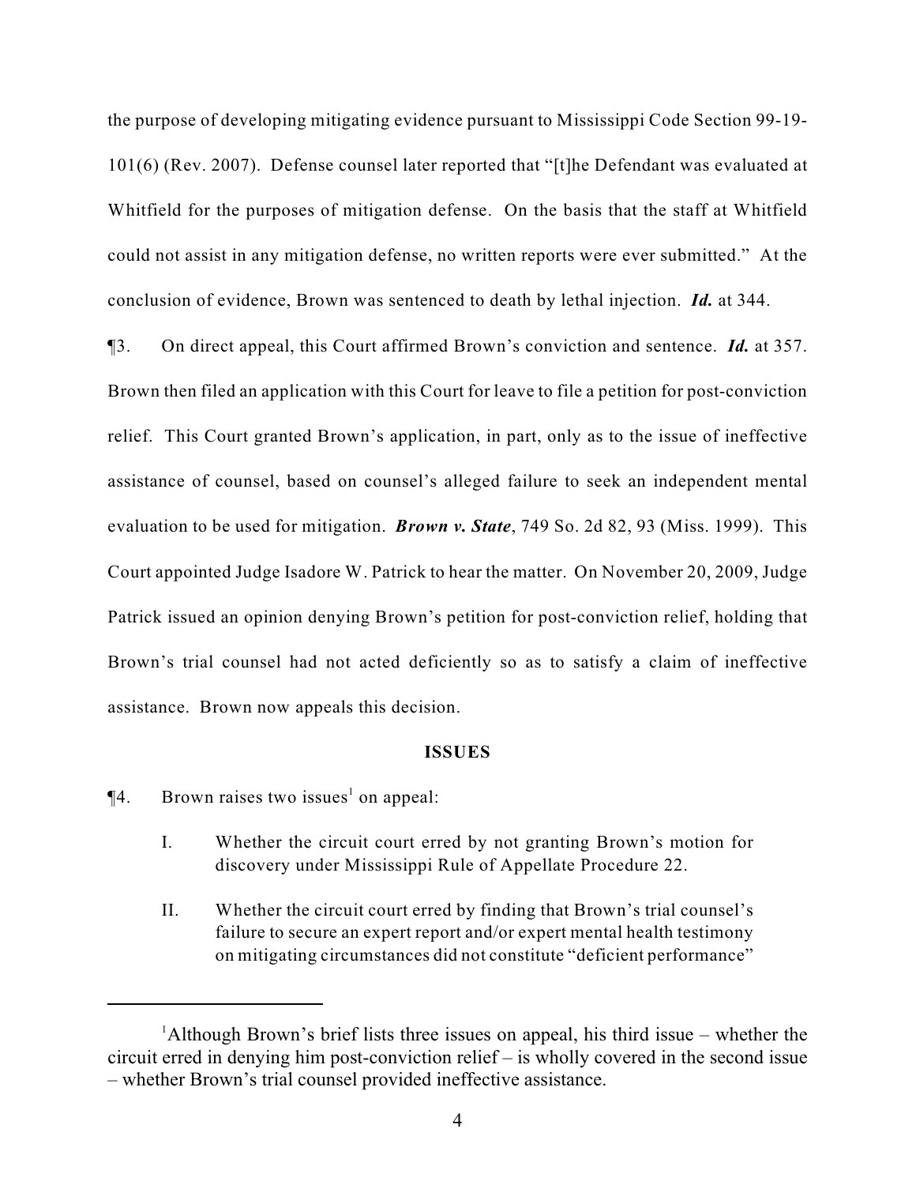the purpose of developing mitigating evidence pursuant to Mississippi Code Section 99-19-101(6) (Rev. 2007). Defense counsel later reported that "[t]he Defendant was evaluated at Whitfield for the purposes of mitigation defense. On the basis that the staff at Whitfield could not assist in any mitigation defense, no written reports were ever submitted." At the conclusion of evidence, Brown was sentenced to death by lethal injection. ***Id.*** at 344.

¶3. On direct appeal, this Court affirmed Brown's conviction and sentence. ***Id.*** at 357. Brown then filed an application with this Court for leave to file a petition for post-conviction relief. This Court granted Brown's application, in part, only as to the issue of ineffective assistance of counsel, based on counsel's alleged failure to seek an independent mental evaluation to be used for mitigation. ***Brown v. State***, 749 So. 2d 82, 93 (Miss. 1999). This Court appointed Judge Isadore W. Patrick to hear the matter. On November 20, 2009, Judge Patrick issued an opinion denying Brown's petition for post-conviction relief, holding that Brown's trial counsel had not acted deficiently so as to satisfy a claim of ineffective assistance. Brown now appeals this decision.

**ISSUES**

¶4. Brown raises two issues[1] on appeal:

> I. Whether the circuit court erred by not granting Brown's motion for discovery under Mississippi Rule of Appellate Procedure 22.
>
> II. Whether the circuit court erred by finding that Brown's trial counsel's failure to secure an expert report and/or expert mental health testimony on mitigating circumstances did not constitute "deficient performance"

---

[1]Although Brown's brief lists three issues on appeal, his third issue – whether the circuit erred in denying him post-conviction relief – is wholly covered in the second issue – whether Brown's trial counsel provided ineffective assistance.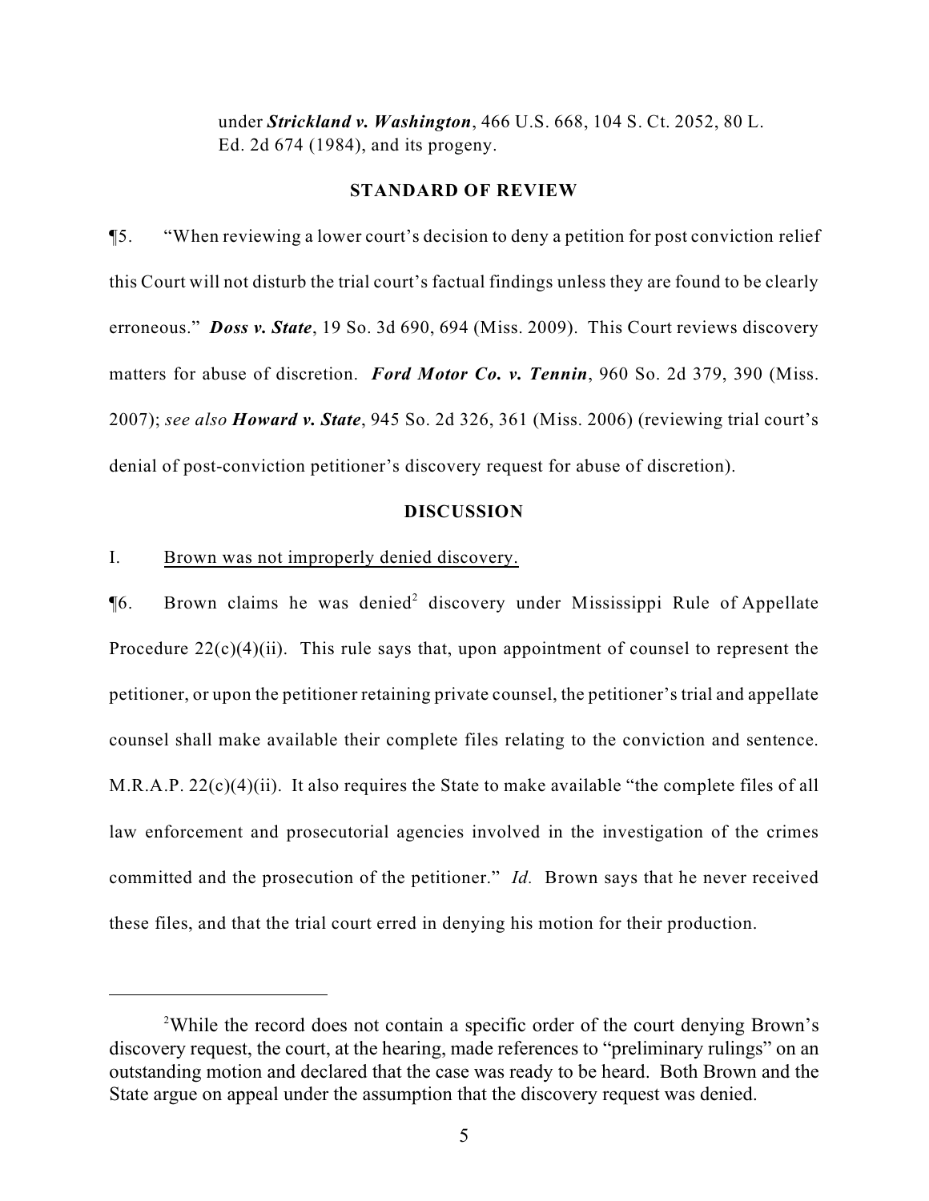under ***Strickland v. Washington***, 466 U.S. 668, 104 S. Ct. 2052, 80 L. Ed. 2d 674 (1984), and its progeny.

## STANDARD OF REVIEW

¶5. "When reviewing a lower court's decision to deny a petition for post conviction relief this Court will not disturb the trial court's factual findings unless they are found to be clearly erroneous." ***Doss v. State***, 19 So. 3d 690, 694 (Miss. 2009). This Court reviews discovery matters for abuse of discretion. ***Ford Motor Co. v. Tennin***, 960 So. 2d 379, 390 (Miss. 2007); *see also* ***Howard v. State***, 945 So. 2d 326, 361 (Miss. 2006) (reviewing trial court's denial of post-conviction petitioner's discovery request for abuse of discretion).

## DISCUSSION

I. Brown was not improperly denied discovery.

¶6. Brown claims he was denied[2] discovery under Mississippi Rule of Appellate Procedure 22(c)(4)(ii). This rule says that, upon appointment of counsel to represent the petitioner, or upon the petitioner retaining private counsel, the petitioner's trial and appellate counsel shall make available their complete files relating to the conviction and sentence. M.R.A.P. 22(c)(4)(ii). It also requires the State to make available "the complete files of all law enforcement and prosecutorial agencies involved in the investigation of the crimes committed and the prosecution of the petitioner." *Id.* Brown says that he never received these files, and that the trial court erred in denying his motion for their production.

[2] While the record does not contain a specific order of the court denying Brown's discovery request, the court, at the hearing, made references to "preliminary rulings" on an outstanding motion and declared that the case was ready to be heard. Both Brown and the State argue on appeal under the assumption that the discovery request was denied.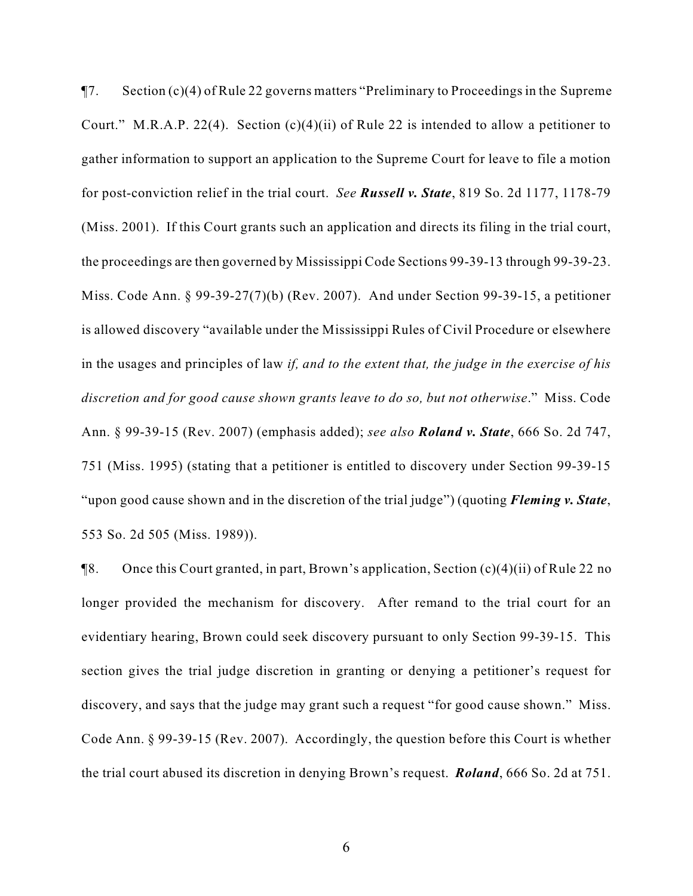¶7. Section (c)(4) of Rule 22 governs matters "Preliminary to Proceedings in the Supreme Court." M.R.A.P. 22(4). Section (c)(4)(ii) of Rule 22 is intended to allow a petitioner to gather information to support an application to the Supreme Court for leave to file a motion for post-conviction relief in the trial court. *See* ***Russell v. State***, 819 So. 2d 1177, 1178-79 (Miss. 2001). If this Court grants such an application and directs its filing in the trial court, the proceedings are then governed by Mississippi Code Sections 99-39-13 through 99-39-23. Miss. Code Ann. § 99-39-27(7)(b) (Rev. 2007). And under Section 99-39-15, a petitioner is allowed discovery "available under the Mississippi Rules of Civil Procedure or elsewhere in the usages and principles of law *if, and to the extent that, the judge in the exercise of his discretion and for good cause shown grants leave to do so, but not otherwise*." Miss. Code Ann. § 99-39-15 (Rev. 2007) (emphasis added); *see also* ***Roland v. State***, 666 So. 2d 747, 751 (Miss. 1995) (stating that a petitioner is entitled to discovery under Section 99-39-15 "upon good cause shown and in the discretion of the trial judge") (quoting ***Fleming v. State***, 553 So. 2d 505 (Miss. 1989)).

¶8. Once this Court granted, in part, Brown's application, Section (c)(4)(ii) of Rule 22 no longer provided the mechanism for discovery. After remand to the trial court for an evidentiary hearing, Brown could seek discovery pursuant to only Section 99-39-15. This section gives the trial judge discretion in granting or denying a petitioner's request for discovery, and says that the judge may grant such a request "for good cause shown." Miss. Code Ann. § 99-39-15 (Rev. 2007). Accordingly, the question before this Court is whether the trial court abused its discretion in denying Brown's request. ***Roland***, 666 So. 2d at 751.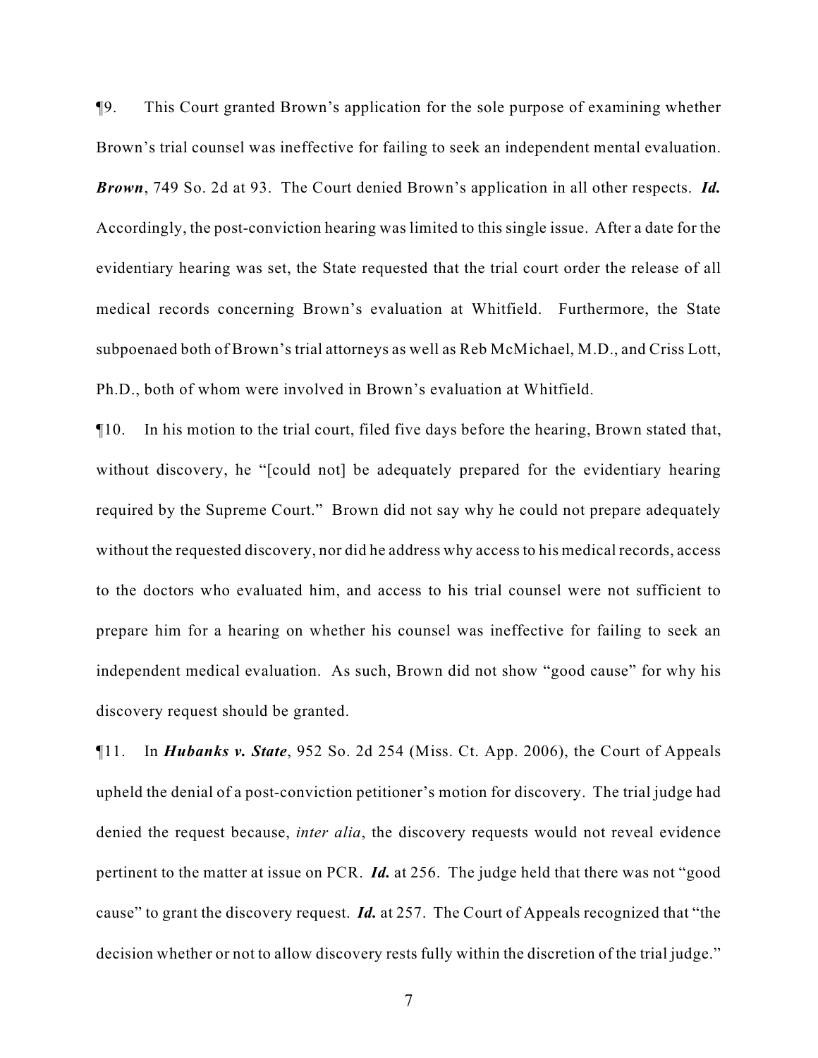¶9. This Court granted Brown's application for the sole purpose of examining whether Brown's trial counsel was ineffective for failing to seek an independent mental evaluation. ***Brown***, 749 So. 2d at 93. The Court denied Brown's application in all other respects. ***Id.*** Accordingly, the post-conviction hearing was limited to this single issue. After a date for the evidentiary hearing was set, the State requested that the trial court order the release of all medical records concerning Brown's evaluation at Whitfield. Furthermore, the State subpoenaed both of Brown's trial attorneys as well as Reb McMichael, M.D., and Criss Lott, Ph.D., both of whom were involved in Brown's evaluation at Whitfield.

¶10. In his motion to the trial court, filed five days before the hearing, Brown stated that, without discovery, he "[could not] be adequately prepared for the evidentiary hearing required by the Supreme Court." Brown did not say why he could not prepare adequately without the requested discovery, nor did he address why access to his medical records, access to the doctors who evaluated him, and access to his trial counsel were not sufficient to prepare him for a hearing on whether his counsel was ineffective for failing to seek an independent medical evaluation. As such, Brown did not show "good cause" for why his discovery request should be granted.

¶11. In ***Hubanks v. State***, 952 So. 2d 254 (Miss. Ct. App. 2006), the Court of Appeals upheld the denial of a post-conviction petitioner's motion for discovery. The trial judge had denied the request because, *inter alia*, the discovery requests would not reveal evidence pertinent to the matter at issue on PCR. ***Id.*** at 256. The judge held that there was not "good cause" to grant the discovery request. ***Id.*** at 257. The Court of Appeals recognized that "the decision whether or not to allow discovery rests fully within the discretion of the trial judge."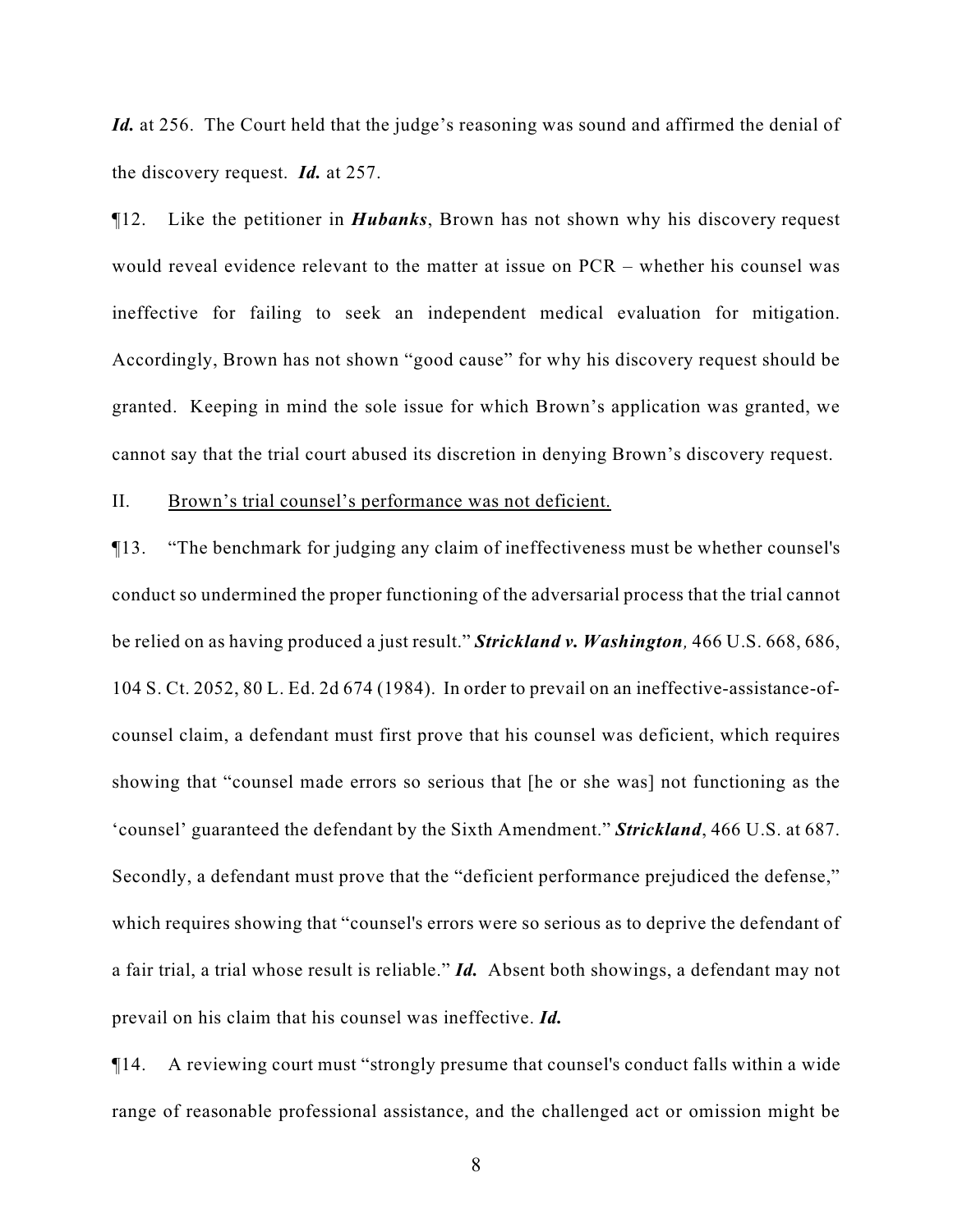***Id.*** at 256. The Court held that the judge's reasoning was sound and affirmed the denial of the discovery request. ***Id.*** at 257.

¶12. Like the petitioner in ***Hubanks***, Brown has not shown why his discovery request would reveal evidence relevant to the matter at issue on PCR – whether his counsel was ineffective for failing to seek an independent medical evaluation for mitigation. Accordingly, Brown has not shown "good cause" for why his discovery request should be granted. Keeping in mind the sole issue for which Brown's application was granted, we cannot say that the trial court abused its discretion in denying Brown's discovery request.

II. <u>Brown's trial counsel's performance was not deficient.</u>

¶13. "The benchmark for judging any claim of ineffectiveness must be whether counsel's conduct so undermined the proper functioning of the adversarial process that the trial cannot be relied on as having produced a just result." ***Strickland v. Washington,*** 466 U.S. 668, 686, 104 S. Ct. 2052, 80 L. Ed. 2d 674 (1984). In order to prevail on an ineffective-assistance-of-counsel claim, a defendant must first prove that his counsel was deficient, which requires showing that "counsel made errors so serious that [he or she was] not functioning as the 'counsel' guaranteed the defendant by the Sixth Amendment." ***Strickland***, 466 U.S. at 687. Secondly, a defendant must prove that the "deficient performance prejudiced the defense," which requires showing that "counsel's errors were so serious as to deprive the defendant of a fair trial, a trial whose result is reliable." ***Id.*** Absent both showings, a defendant may not prevail on his claim that his counsel was ineffective. ***Id.***

¶14. A reviewing court must "strongly presume that counsel's conduct falls within a wide range of reasonable professional assistance, and the challenged act or omission might be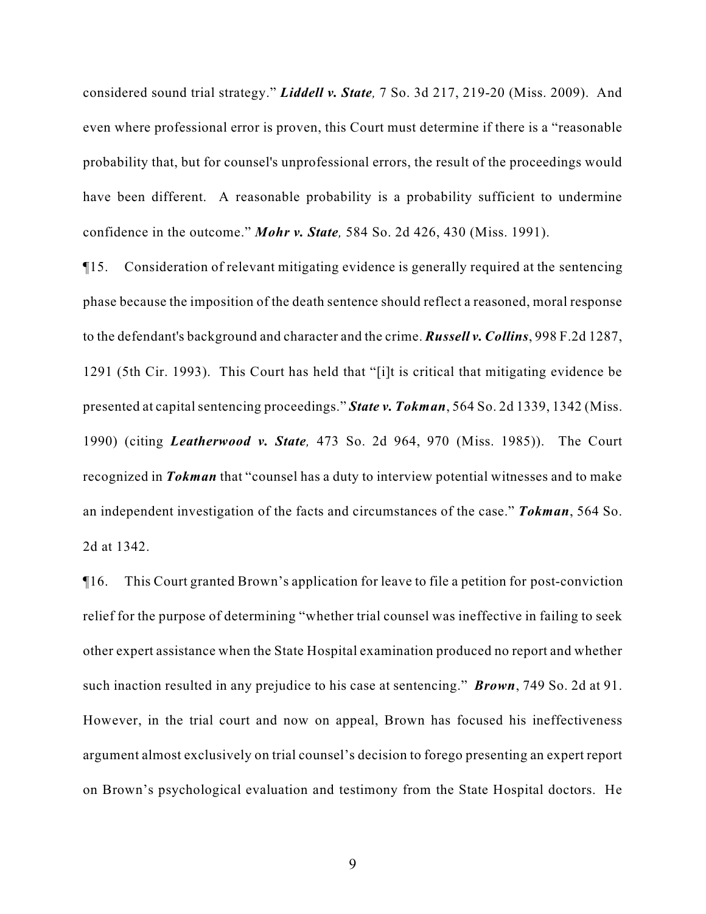considered sound trial strategy." ***Liddell v. State,*** 7 So. 3d 217, 219-20 (Miss. 2009). And even where professional error is proven, this Court must determine if there is a "reasonable probability that, but for counsel's unprofessional errors, the result of the proceedings would have been different. A reasonable probability is a probability sufficient to undermine confidence in the outcome." ***Mohr v. State,*** 584 So. 2d 426, 430 (Miss. 1991).

¶15. Consideration of relevant mitigating evidence is generally required at the sentencing phase because the imposition of the death sentence should reflect a reasoned, moral response to the defendant's background and character and the crime. ***Russell v. Collins***, 998 F.2d 1287, 1291 (5th Cir. 1993). This Court has held that "[i]t is critical that mitigating evidence be presented at capital sentencing proceedings." ***State v. Tokman***, 564 So. 2d 1339, 1342 (Miss. 1990) (citing ***Leatherwood v. State,*** 473 So. 2d 964, 970 (Miss. 1985)). The Court recognized in ***Tokman*** that "counsel has a duty to interview potential witnesses and to make an independent investigation of the facts and circumstances of the case." ***Tokman***, 564 So. 2d at 1342.

¶16. This Court granted Brown's application for leave to file a petition for post-conviction relief for the purpose of determining "whether trial counsel was ineffective in failing to seek other expert assistance when the State Hospital examination produced no report and whether such inaction resulted in any prejudice to his case at sentencing." ***Brown***, 749 So. 2d at 91. However, in the trial court and now on appeal, Brown has focused his ineffectiveness argument almost exclusively on trial counsel's decision to forego presenting an expert report on Brown's psychological evaluation and testimony from the State Hospital doctors. He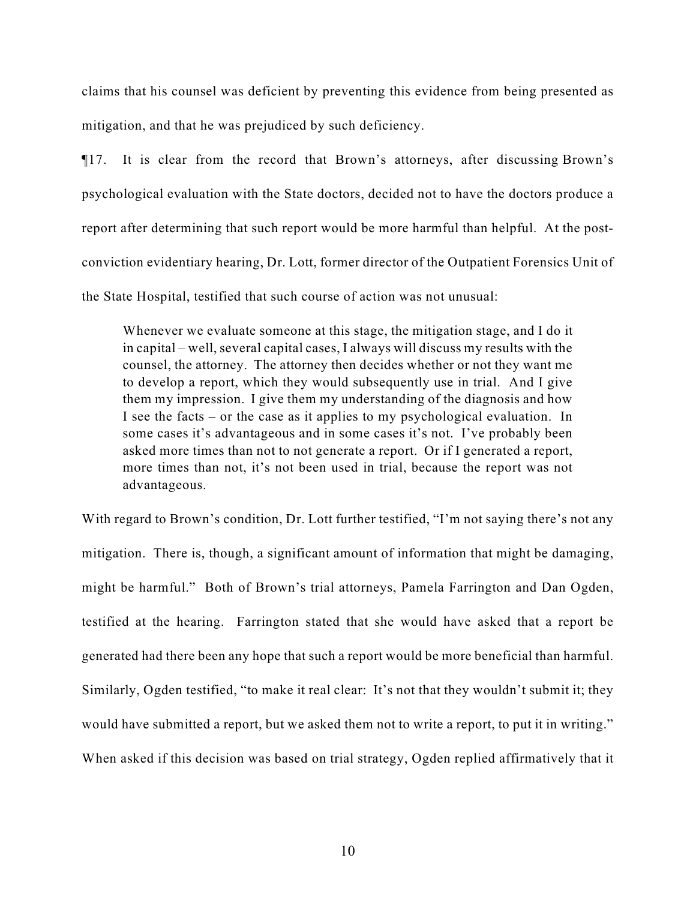claims that his counsel was deficient by preventing this evidence from being presented as mitigation, and that he was prejudiced by such deficiency.

¶17. It is clear from the record that Brown's attorneys, after discussing Brown's psychological evaluation with the State doctors, decided not to have the doctors produce a report after determining that such report would be more harmful than helpful. At the post-conviction evidentiary hearing, Dr. Lott, former director of the Outpatient Forensics Unit of the State Hospital, testified that such course of action was not unusual:

> Whenever we evaluate someone at this stage, the mitigation stage, and I do it in capital – well, several capital cases, I always will discuss my results with the counsel, the attorney. The attorney then decides whether or not they want me to develop a report, which they would subsequently use in trial. And I give them my impression. I give them my understanding of the diagnosis and how I see the facts – or the case as it applies to my psychological evaluation. In some cases it's advantageous and in some cases it's not. I've probably been asked more times than not to not generate a report. Or if I generated a report, more times than not, it's not been used in trial, because the report was not advantageous.

With regard to Brown's condition, Dr. Lott further testified, "I'm not saying there's not any mitigation. There is, though, a significant amount of information that might be damaging, might be harmful." Both of Brown's trial attorneys, Pamela Farrington and Dan Ogden, testified at the hearing. Farrington stated that she would have asked that a report be generated had there been any hope that such a report would be more beneficial than harmful. Similarly, Ogden testified, "to make it real clear: It's not that they wouldn't submit it; they would have submitted a report, but we asked them not to write a report, to put it in writing." When asked if this decision was based on trial strategy, Ogden replied affirmatively that it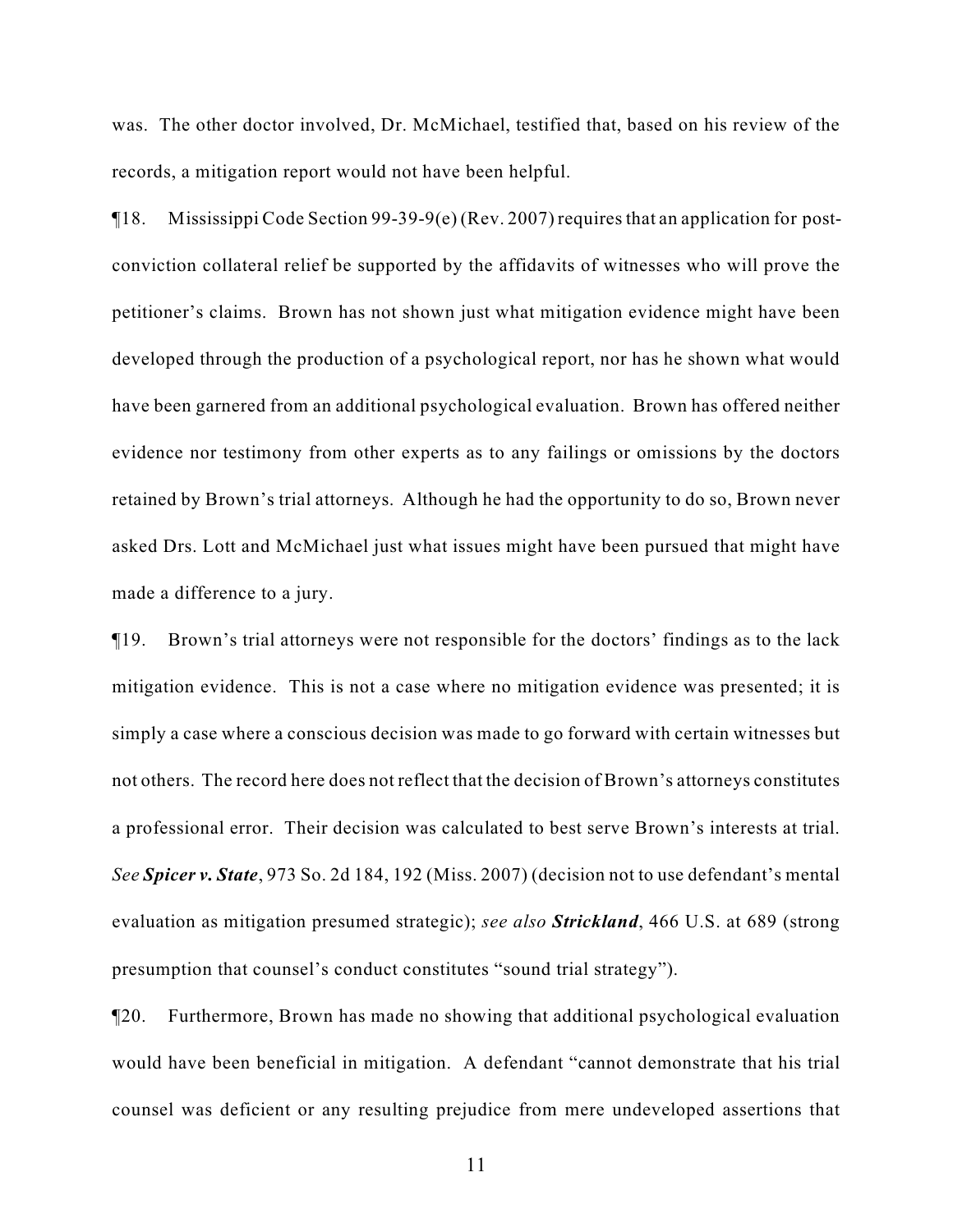was. The other doctor involved, Dr. McMichael, testified that, based on his review of the records, a mitigation report would not have been helpful.

¶18. Mississippi Code Section 99-39-9(e) (Rev. 2007) requires that an application for post-conviction collateral relief be supported by the affidavits of witnesses who will prove the petitioner's claims. Brown has not shown just what mitigation evidence might have been developed through the production of a psychological report, nor has he shown what would have been garnered from an additional psychological evaluation. Brown has offered neither evidence nor testimony from other experts as to any failings or omissions by the doctors retained by Brown's trial attorneys. Although he had the opportunity to do so, Brown never asked Drs. Lott and McMichael just what issues might have been pursued that might have made a difference to a jury.

¶19. Brown's trial attorneys were not responsible for the doctors' findings as to the lack mitigation evidence. This is not a case where no mitigation evidence was presented; it is simply a case where a conscious decision was made to go forward with certain witnesses but not others. The record here does not reflect that the decision of Brown's attorneys constitutes a professional error. Their decision was calculated to best serve Brown's interests at trial. *See* ***Spicer v. State***, 973 So. 2d 184, 192 (Miss. 2007) (decision not to use defendant's mental evaluation as mitigation presumed strategic); *see also* ***Strickland***, 466 U.S. at 689 (strong presumption that counsel's conduct constitutes "sound trial strategy").

¶20. Furthermore, Brown has made no showing that additional psychological evaluation would have been beneficial in mitigation. A defendant "cannot demonstrate that his trial counsel was deficient or any resulting prejudice from mere undeveloped assertions that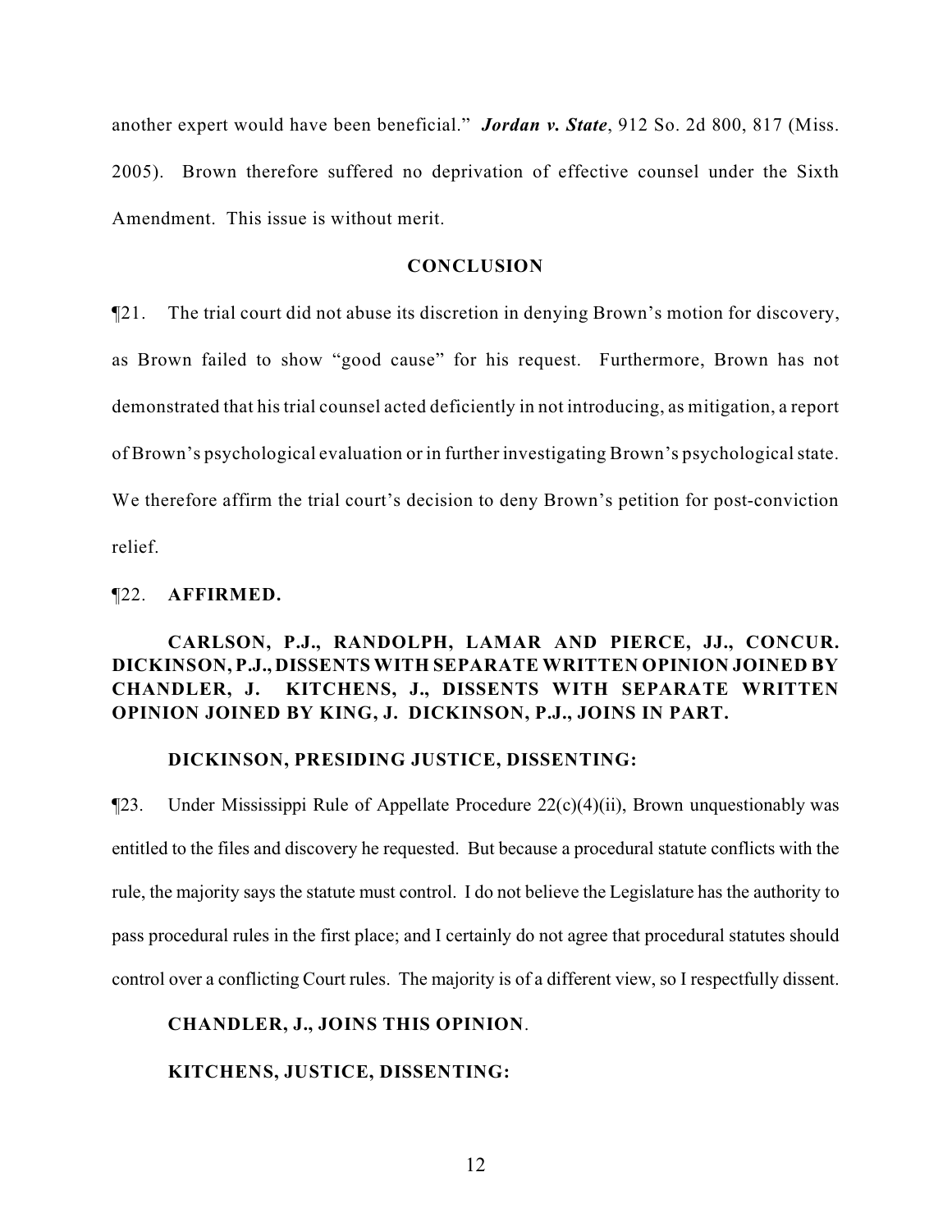another expert would have been beneficial." ***Jordan v. State***, 912 So. 2d 800, 817 (Miss. 2005). Brown therefore suffered no deprivation of effective counsel under the Sixth Amendment. This issue is without merit.

## CONCLUSION

¶21. The trial court did not abuse its discretion in denying Brown's motion for discovery, as Brown failed to show "good cause" for his request. Furthermore, Brown has not demonstrated that his trial counsel acted deficiently in not introducing, as mitigation, a report of Brown's psychological evaluation or in further investigating Brown's psychological state. We therefore affirm the trial court's decision to deny Brown's petition for post-conviction relief.

¶22. **AFFIRMED.**

**CARLSON, P.J., RANDOLPH, LAMAR AND PIERCE, JJ., CONCUR. DICKINSON, P.J., DISSENTS WITH SEPARATE WRITTEN OPINION JOINED BY CHANDLER, J. KITCHENS, J., DISSENTS WITH SEPARATE WRITTEN OPINION JOINED BY KING, J. DICKINSON, P.J., JOINS IN PART.**

**DICKINSON, PRESIDING JUSTICE, DISSENTING:**

¶23. Under Mississippi Rule of Appellate Procedure 22(c)(4)(ii), Brown unquestionably was entitled to the files and discovery he requested. But because a procedural statute conflicts with the rule, the majority says the statute must control. I do not believe the Legislature has the authority to pass procedural rules in the first place; and I certainly do not agree that procedural statutes should control over a conflicting Court rules. The majority is of a different view, so I respectfully dissent.

**CHANDLER, J., JOINS THIS OPINION**.

**KITCHENS, JUSTICE, DISSENTING:**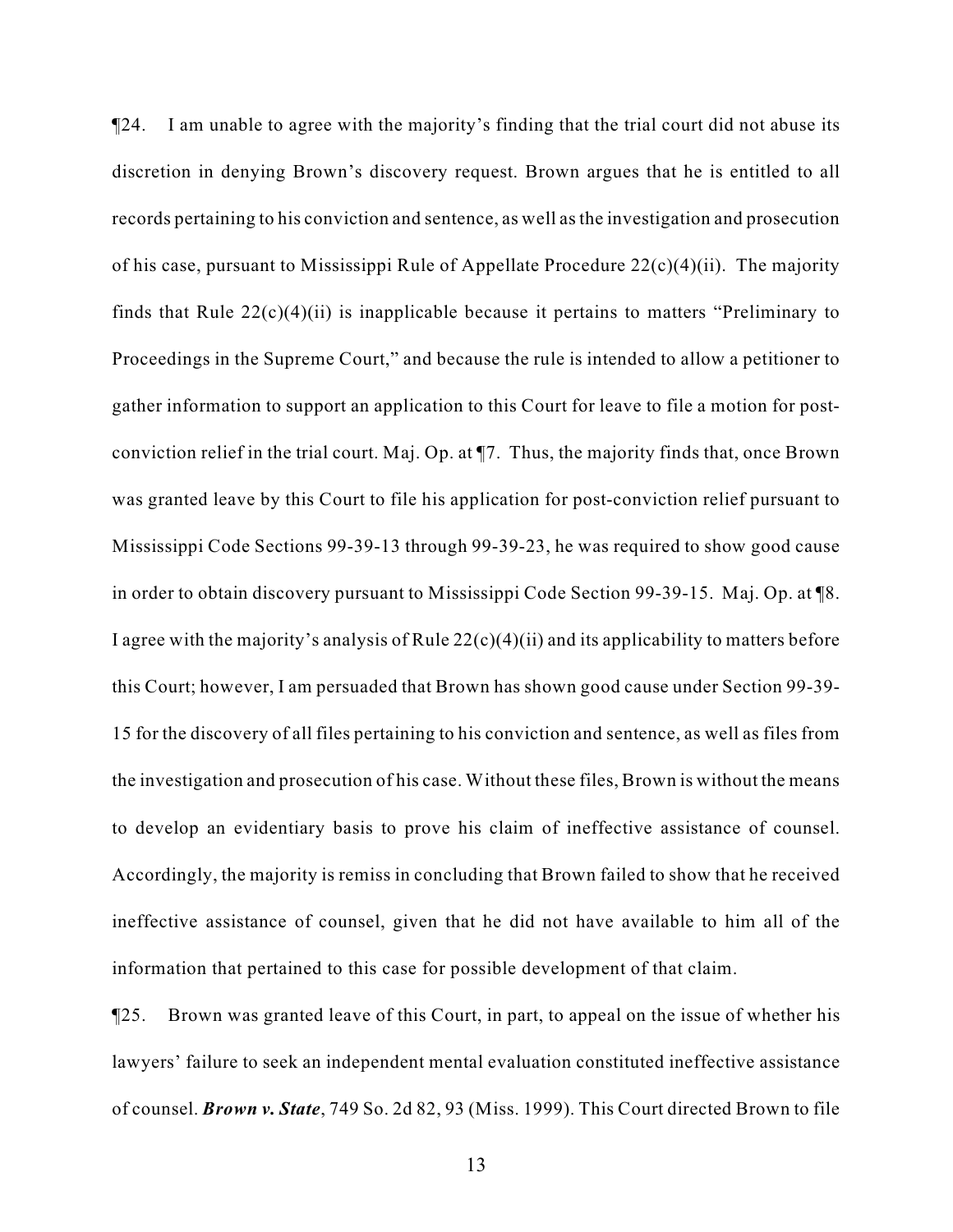¶24. I am unable to agree with the majority's finding that the trial court did not abuse its discretion in denying Brown's discovery request. Brown argues that he is entitled to all records pertaining to his conviction and sentence, as well as the investigation and prosecution of his case, pursuant to Mississippi Rule of Appellate Procedure 22(c)(4)(ii). The majority finds that Rule 22(c)(4)(ii) is inapplicable because it pertains to matters "Preliminary to Proceedings in the Supreme Court," and because the rule is intended to allow a petitioner to gather information to support an application to this Court for leave to file a motion for post-conviction relief in the trial court. Maj. Op. at ¶7. Thus, the majority finds that, once Brown was granted leave by this Court to file his application for post-conviction relief pursuant to Mississippi Code Sections 99-39-13 through 99-39-23, he was required to show good cause in order to obtain discovery pursuant to Mississippi Code Section 99-39-15. Maj. Op. at ¶8. I agree with the majority's analysis of Rule 22(c)(4)(ii) and its applicability to matters before this Court; however, I am persuaded that Brown has shown good cause under Section 99-39-15 for the discovery of all files pertaining to his conviction and sentence, as well as files from the investigation and prosecution of his case. Without these files, Brown is without the means to develop an evidentiary basis to prove his claim of ineffective assistance of counsel. Accordingly, the majority is remiss in concluding that Brown failed to show that he received ineffective assistance of counsel, given that he did not have available to him all of the information that pertained to this case for possible development of that claim.

¶25. Brown was granted leave of this Court, in part, to appeal on the issue of whether his lawyers' failure to seek an independent mental evaluation constituted ineffective assistance of counsel. ***Brown v. State***, 749 So. 2d 82, 93 (Miss. 1999). This Court directed Brown to file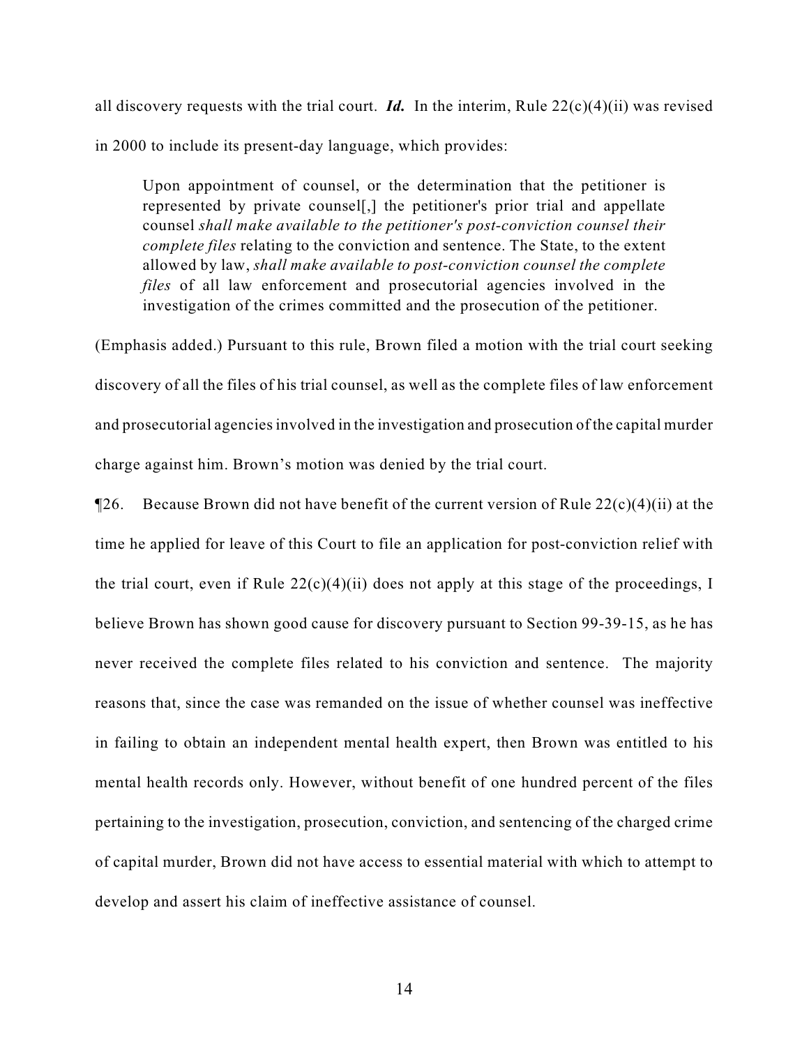all discovery requests with the trial court. ***Id.*** In the interim, Rule 22(c)(4)(ii) was revised in 2000 to include its present-day language, which provides:

> Upon appointment of counsel, or the determination that the petitioner is represented by private counsel[,] the petitioner's prior trial and appellate counsel *shall make available to the petitioner's post-conviction counsel their complete files* relating to the conviction and sentence. The State, to the extent allowed by law, *shall make available to post-conviction counsel the complete files* of all law enforcement and prosecutorial agencies involved in the investigation of the crimes committed and the prosecution of the petitioner.

(Emphasis added.) Pursuant to this rule, Brown filed a motion with the trial court seeking discovery of all the files of his trial counsel, as well as the complete files of law enforcement and prosecutorial agencies involved in the investigation and prosecution of the capital murder charge against him. Brown's motion was denied by the trial court.

¶26. Because Brown did not have benefit of the current version of Rule 22(c)(4)(ii) at the time he applied for leave of this Court to file an application for post-conviction relief with the trial court, even if Rule 22(c)(4)(ii) does not apply at this stage of the proceedings, I believe Brown has shown good cause for discovery pursuant to Section 99-39-15, as he has never received the complete files related to his conviction and sentence. The majority reasons that, since the case was remanded on the issue of whether counsel was ineffective in failing to obtain an independent mental health expert, then Brown was entitled to his mental health records only. However, without benefit of one hundred percent of the files pertaining to the investigation, prosecution, conviction, and sentencing of the charged crime of capital murder, Brown did not have access to essential material with which to attempt to develop and assert his claim of ineffective assistance of counsel.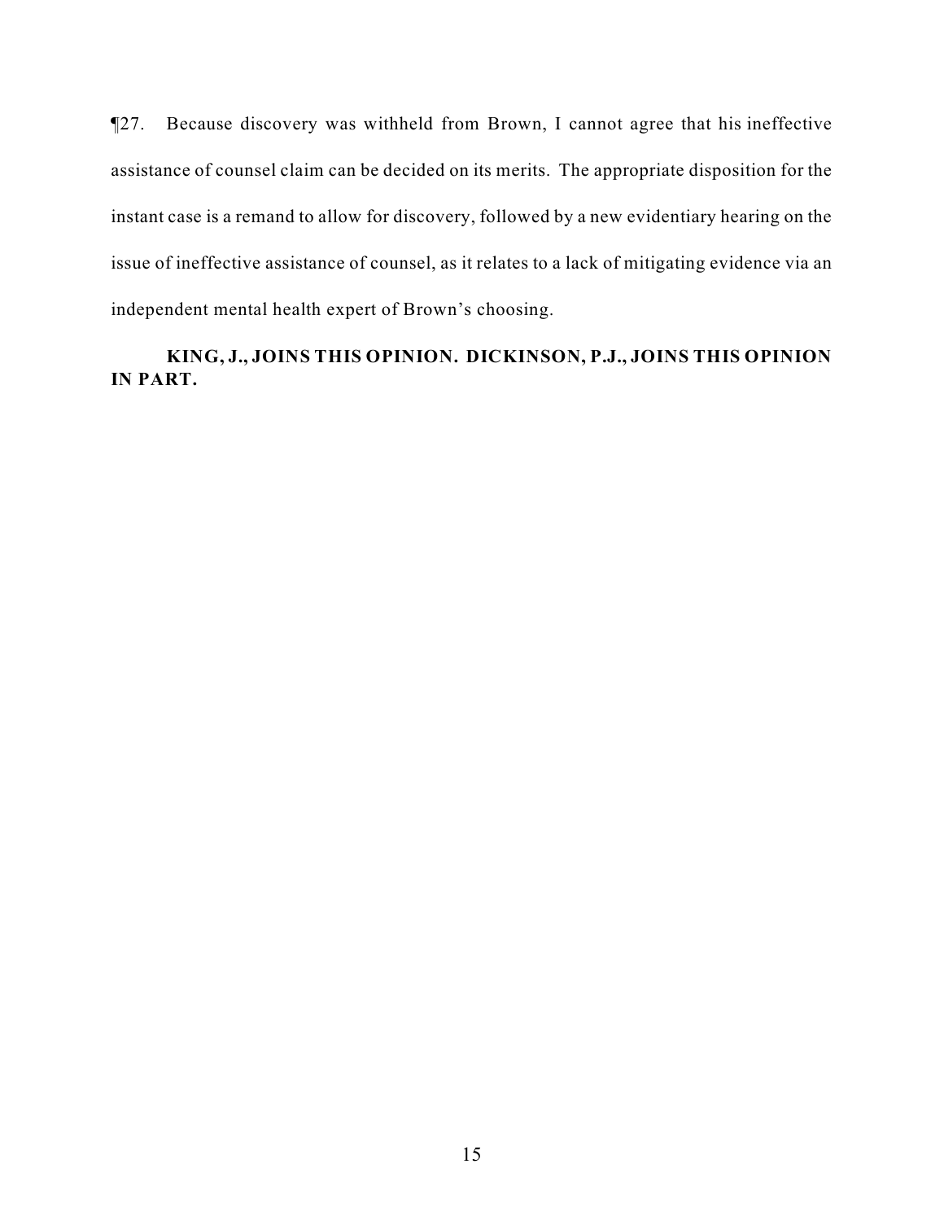¶27. Because discovery was withheld from Brown, I cannot agree that his ineffective assistance of counsel claim can be decided on its merits. The appropriate disposition for the instant case is a remand to allow for discovery, followed by a new evidentiary hearing on the issue of ineffective assistance of counsel, as it relates to a lack of mitigating evidence via an independent mental health expert of Brown's choosing.

**KING, J., JOINS THIS OPINION. DICKINSON, P.J., JOINS THIS OPINION IN PART.**